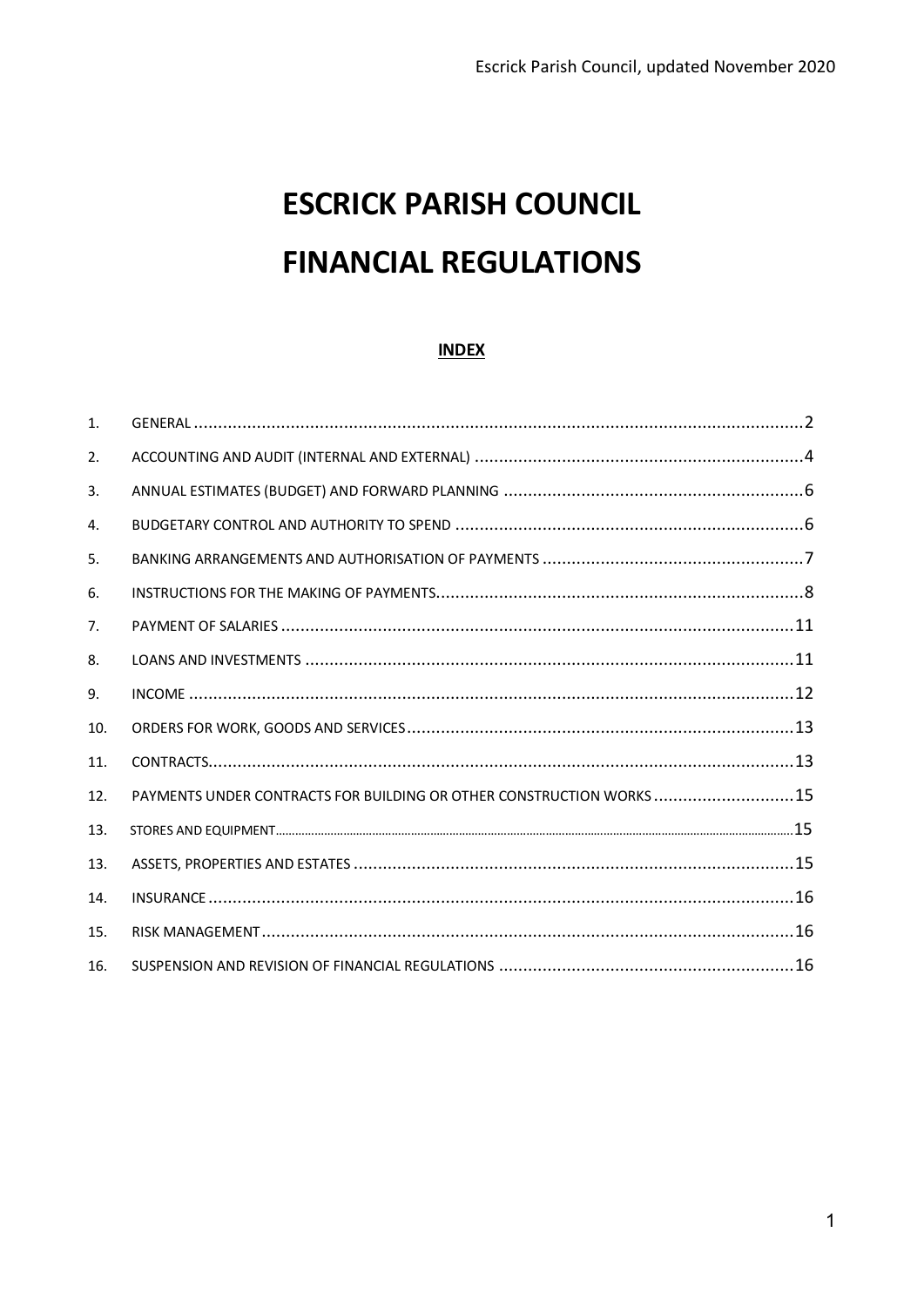# ESCRICK PARISH COUNCIL

# FINANCIAL REGULATIONS

**INDEX**

| | | |
|---|---|---|
| 1. | GENERAL | 2 |
| 2. | ACCOUNTING AND AUDIT (INTERNAL AND EXTERNAL) | 4 |
| 3. | ANNUAL ESTIMATES (BUDGET) AND FORWARD PLANNING | 6 |
| 4. | BUDGETARY CONTROL AND AUTHORITY TO SPEND | 6 |
| 5. | BANKING ARRANGEMENTS AND AUTHORISATION OF PAYMENTS | 7 |
| 6. | INSTRUCTIONS FOR THE MAKING OF PAYMENTS | 8 |
| 7. | PAYMENT OF SALARIES | 11 |
| 8. | LOANS AND INVESTMENTS | 11 |
| 9. | INCOME | 12 |
| 10. | ORDERS FOR WORK, GOODS AND SERVICES | 13 |
| 11. | CONTRACTS | 13 |
| 12. | PAYMENTS UNDER CONTRACTS FOR BUILDING OR OTHER CONSTRUCTION WORKS | 15 |
| 13. | STORES AND EQUIPMENT | 15 |
| 13. | ASSETS, PROPERTIES AND ESTATES | 15 |
| 14. | INSURANCE | 16 |
| 15. | RISK MANAGEMENT | 16 |
| 16. | SUSPENSION AND REVISION OF FINANCIAL REGULATIONS | 16 |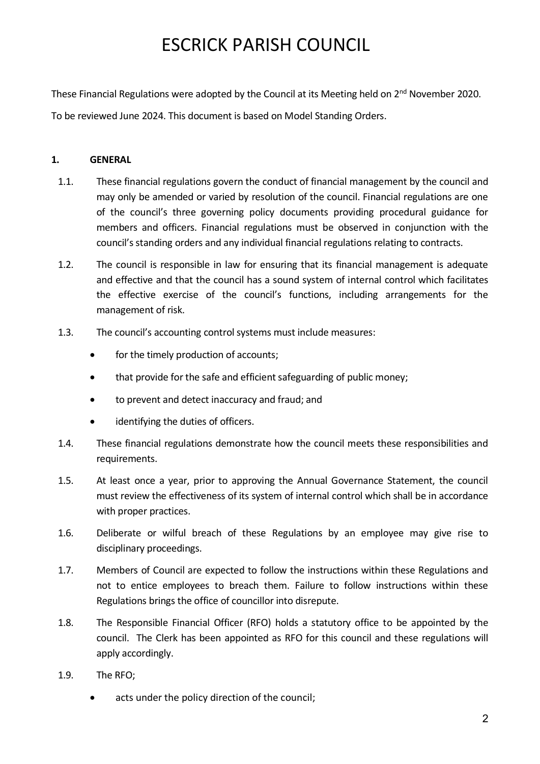# ESCRICK PARISH COUNCIL

These Financial Regulations were adopted by the Council at its Meeting held on 2nd November 2020.

To be reviewed June 2024. This document is based on Model Standing Orders.

## 1. GENERAL

1.1. These financial regulations govern the conduct of financial management by the council and may only be amended or varied by resolution of the council. Financial regulations are one of the council's three governing policy documents providing procedural guidance for members and officers. Financial regulations must be observed in conjunction with the council's standing orders and any individual financial regulations relating to contracts.

1.2. The council is responsible in law for ensuring that its financial management is adequate and effective and that the council has a sound system of internal control which facilitates the effective exercise of the council's functions, including arrangements for the management of risk.

1.3. The council's accounting control systems must include measures:

- for the timely production of accounts;
- that provide for the safe and efficient safeguarding of public money;
- to prevent and detect inaccuracy and fraud; and
- identifying the duties of officers.

1.4. These financial regulations demonstrate how the council meets these responsibilities and requirements.

1.5. At least once a year, prior to approving the Annual Governance Statement, the council must review the effectiveness of its system of internal control which shall be in accordance with proper practices.

1.6. Deliberate or wilful breach of these Regulations by an employee may give rise to disciplinary proceedings.

1.7. Members of Council are expected to follow the instructions within these Regulations and not to entice employees to breach them. Failure to follow instructions within these Regulations brings the office of councillor into disrepute.

1.8. The Responsible Financial Officer (RFO) holds a statutory office to be appointed by the council. The Clerk has been appointed as RFO for this council and these regulations will apply accordingly.

1.9. The RFO;

- acts under the policy direction of the council;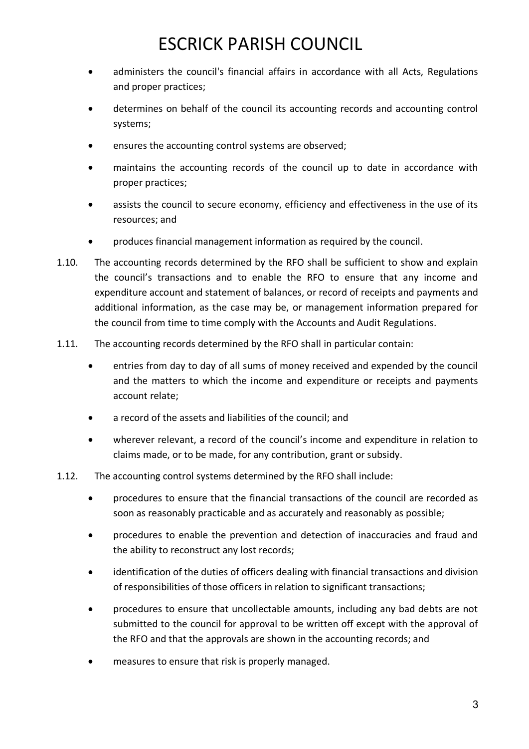- administers the council's financial affairs in accordance with all Acts, Regulations and proper practices;
- determines on behalf of the council its accounting records and accounting control systems;
- ensures the accounting control systems are observed;
- maintains the accounting records of the council up to date in accordance with proper practices;
- assists the council to secure economy, efficiency and effectiveness in the use of its resources; and
- produces financial management information as required by the council.

1.10. The accounting records determined by the RFO shall be sufficient to show and explain the council's transactions and to enable the RFO to ensure that any income and expenditure account and statement of balances, or record of receipts and payments and additional information, as the case may be, or management information prepared for the council from time to time comply with the Accounts and Audit Regulations.

1.11. The accounting records determined by the RFO shall in particular contain:

- entries from day to day of all sums of money received and expended by the council and the matters to which the income and expenditure or receipts and payments account relate;
- a record of the assets and liabilities of the council; and
- wherever relevant, a record of the council's income and expenditure in relation to claims made, or to be made, for any contribution, grant or subsidy.

1.12. The accounting control systems determined by the RFO shall include:

- procedures to ensure that the financial transactions of the council are recorded as soon as reasonably practicable and as accurately and reasonably as possible;
- procedures to enable the prevention and detection of inaccuracies and fraud and the ability to reconstruct any lost records;
- identification of the duties of officers dealing with financial transactions and division of responsibilities of those officers in relation to significant transactions;
- procedures to ensure that uncollectable amounts, including any bad debts are not submitted to the council for approval to be written off except with the approval of the RFO and that the approvals are shown in the accounting records; and
- measures to ensure that risk is properly managed.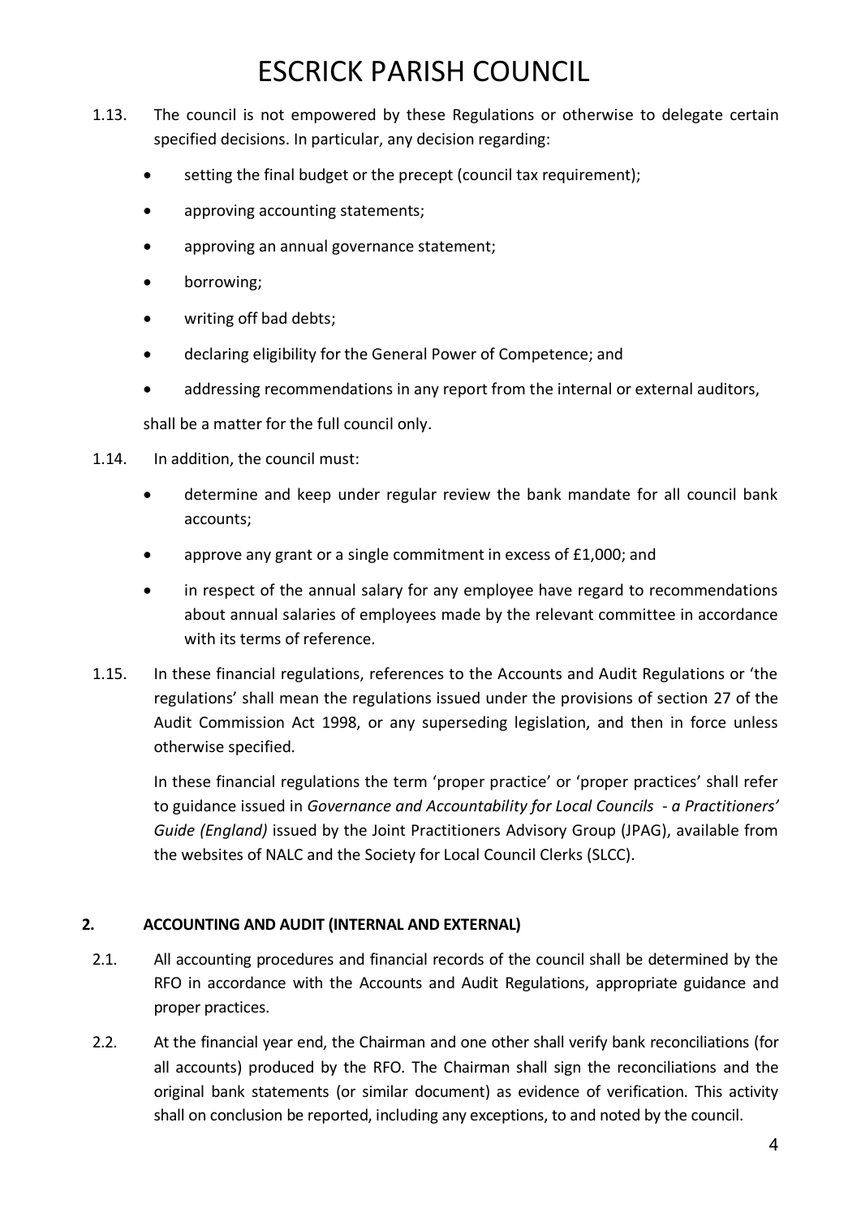1.13. The council is not empowered by these Regulations or otherwise to delegate certain specified decisions. In particular, any decision regarding:

- setting the final budget or the precept (council tax requirement);
- approving accounting statements;
- approving an annual governance statement;
- borrowing;
- writing off bad debts;
- declaring eligibility for the General Power of Competence; and
- addressing recommendations in any report from the internal or external auditors,

shall be a matter for the full council only.

1.14. In addition, the council must:

- determine and keep under regular review the bank mandate for all council bank accounts;
- approve any grant or a single commitment in excess of £1,000; and
- in respect of the annual salary for any employee have regard to recommendations about annual salaries of employees made by the relevant committee in accordance with its terms of reference.

1.15. In these financial regulations, references to the Accounts and Audit Regulations or 'the regulations' shall mean the regulations issued under the provisions of section 27 of the Audit Commission Act 1998, or any superseding legislation, and then in force unless otherwise specified.

In these financial regulations the term 'proper practice' or 'proper practices' shall refer to guidance issued in *Governance and Accountability for Local Councils - a Practitioners' Guide (England)* issued by the Joint Practitioners Advisory Group (JPAG), available from the websites of NALC and the Society for Local Council Clerks (SLCC).

## 2. ACCOUNTING AND AUDIT (INTERNAL AND EXTERNAL)

2.1. All accounting procedures and financial records of the council shall be determined by the RFO in accordance with the Accounts and Audit Regulations, appropriate guidance and proper practices.

2.2. At the financial year end, the Chairman and one other shall verify bank reconciliations (for all accounts) produced by the RFO. The Chairman shall sign the reconciliations and the original bank statements (or similar document) as evidence of verification. This activity shall on conclusion be reported, including any exceptions, to and noted by the council.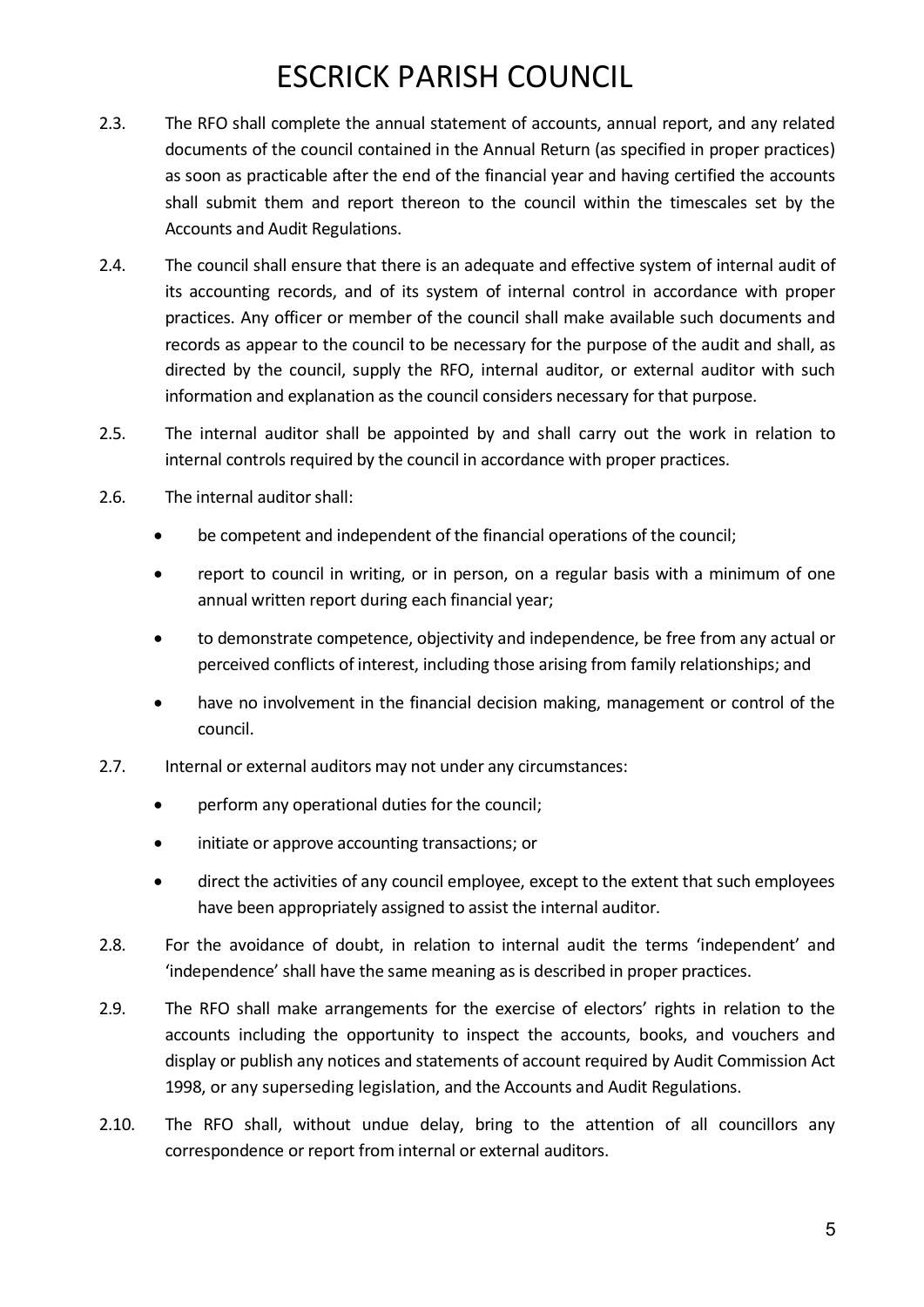2.3. The RFO shall complete the annual statement of accounts, annual report, and any related documents of the council contained in the Annual Return (as specified in proper practices) as soon as practicable after the end of the financial year and having certified the accounts shall submit them and report thereon to the council within the timescales set by the Accounts and Audit Regulations.

2.4. The council shall ensure that there is an adequate and effective system of internal audit of its accounting records, and of its system of internal control in accordance with proper practices. Any officer or member of the council shall make available such documents and records as appear to the council to be necessary for the purpose of the audit and shall, as directed by the council, supply the RFO, internal auditor, or external auditor with such information and explanation as the council considers necessary for that purpose.

2.5. The internal auditor shall be appointed by and shall carry out the work in relation to internal controls required by the council in accordance with proper practices.

2.6. The internal auditor shall:

- be competent and independent of the financial operations of the council;
- report to council in writing, or in person, on a regular basis with a minimum of one annual written report during each financial year;
- to demonstrate competence, objectivity and independence, be free from any actual or perceived conflicts of interest, including those arising from family relationships; and
- have no involvement in the financial decision making, management or control of the council.

2.7. Internal or external auditors may not under any circumstances:

- perform any operational duties for the council;
- initiate or approve accounting transactions; or
- direct the activities of any council employee, except to the extent that such employees have been appropriately assigned to assist the internal auditor.

2.8. For the avoidance of doubt, in relation to internal audit the terms 'independent' and 'independence' shall have the same meaning as is described in proper practices.

2.9. The RFO shall make arrangements for the exercise of electors' rights in relation to the accounts including the opportunity to inspect the accounts, books, and vouchers and display or publish any notices and statements of account required by Audit Commission Act 1998, or any superseding legislation, and the Accounts and Audit Regulations.

2.10. The RFO shall, without undue delay, bring to the attention of all councillors any correspondence or report from internal or external auditors.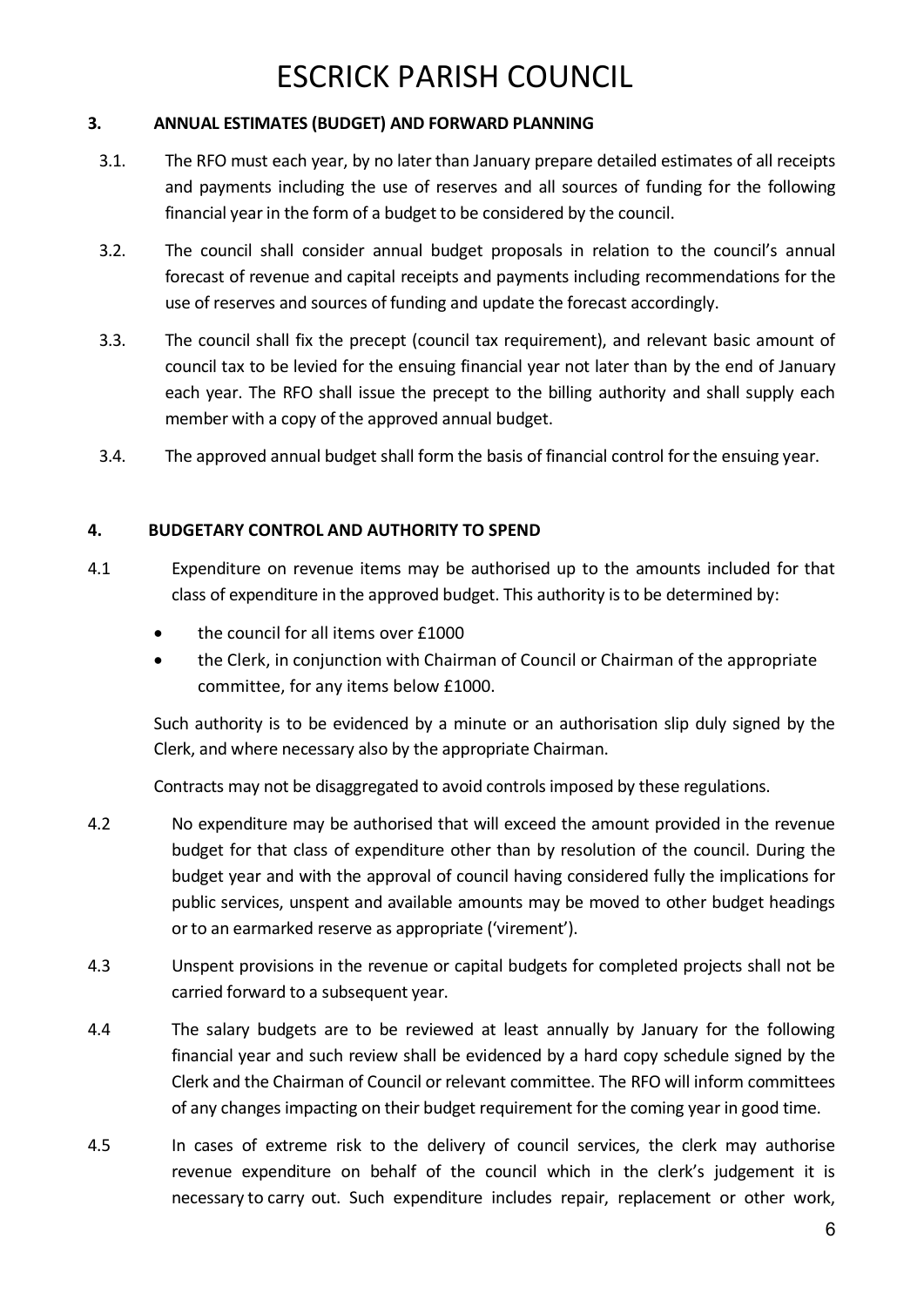## 3. ANNUAL ESTIMATES (BUDGET) AND FORWARD PLANNING

3.1. The RFO must each year, by no later than January prepare detailed estimates of all receipts and payments including the use of reserves and all sources of funding for the following financial year in the form of a budget to be considered by the council.

3.2. The council shall consider annual budget proposals in relation to the council's annual forecast of revenue and capital receipts and payments including recommendations for the use of reserves and sources of funding and update the forecast accordingly.

3.3. The council shall fix the precept (council tax requirement), and relevant basic amount of council tax to be levied for the ensuing financial year not later than by the end of January each year. The RFO shall issue the precept to the billing authority and shall supply each member with a copy of the approved annual budget.

3.4. The approved annual budget shall form the basis of financial control for the ensuing year.

## 4. BUDGETARY CONTROL AND AUTHORITY TO SPEND

4.1 Expenditure on revenue items may be authorised up to the amounts included for that class of expenditure in the approved budget. This authority is to be determined by:

- the council for all items over £1000
- the Clerk, in conjunction with Chairman of Council or Chairman of the appropriate committee, for any items below £1000.

Such authority is to be evidenced by a minute or an authorisation slip duly signed by the Clerk, and where necessary also by the appropriate Chairman.

Contracts may not be disaggregated to avoid controls imposed by these regulations.

4.2 No expenditure may be authorised that will exceed the amount provided in the revenue budget for that class of expenditure other than by resolution of the council. During the budget year and with the approval of council having considered fully the implications for public services, unspent and available amounts may be moved to other budget headings or to an earmarked reserve as appropriate ('virement').

4.3 Unspent provisions in the revenue or capital budgets for completed projects shall not be carried forward to a subsequent year.

4.4 The salary budgets are to be reviewed at least annually by January for the following financial year and such review shall be evidenced by a hard copy schedule signed by the Clerk and the Chairman of Council or relevant committee. The RFO will inform committees of any changes impacting on their budget requirement for the coming year in good time.

4.5 In cases of extreme risk to the delivery of council services, the clerk may authorise revenue expenditure on behalf of the council which in the clerk's judgement it is necessary to carry out. Such expenditure includes repair, replacement or other work,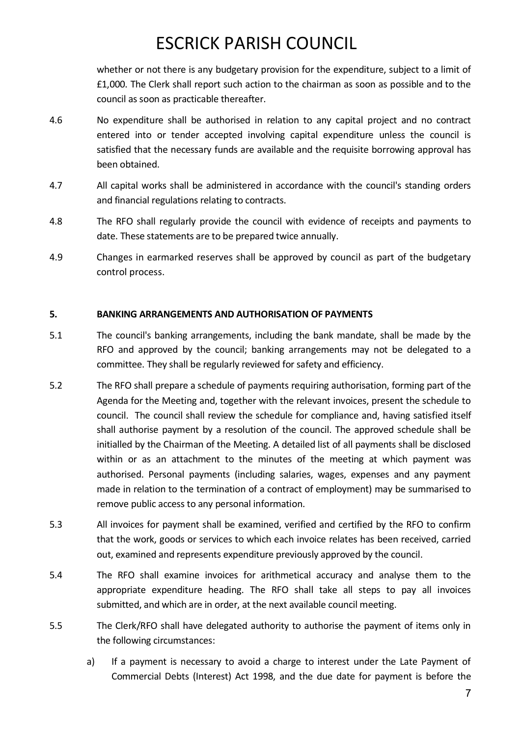whether or not there is any budgetary provision for the expenditure, subject to a limit of £1,000. The Clerk shall report such action to the chairman as soon as possible and to the council as soon as practicable thereafter.

4.6 No expenditure shall be authorised in relation to any capital project and no contract entered into or tender accepted involving capital expenditure unless the council is satisfied that the necessary funds are available and the requisite borrowing approval has been obtained.

4.7 All capital works shall be administered in accordance with the council's standing orders and financial regulations relating to contracts.

4.8 The RFO shall regularly provide the council with evidence of receipts and payments to date. These statements are to be prepared twice annually.

4.9 Changes in earmarked reserves shall be approved by council as part of the budgetary control process.

**5. BANKING ARRANGEMENTS AND AUTHORISATION OF PAYMENTS**

5.1 The council's banking arrangements, including the bank mandate, shall be made by the RFO and approved by the council; banking arrangements may not be delegated to a committee. They shall be regularly reviewed for safety and efficiency.

5.2 The RFO shall prepare a schedule of payments requiring authorisation, forming part of the Agenda for the Meeting and, together with the relevant invoices, present the schedule to council. The council shall review the schedule for compliance and, having satisfied itself shall authorise payment by a resolution of the council. The approved schedule shall be initialled by the Chairman of the Meeting. A detailed list of all payments shall be disclosed within or as an attachment to the minutes of the meeting at which payment was authorised. Personal payments (including salaries, wages, expenses and any payment made in relation to the termination of a contract of employment) may be summarised to remove public access to any personal information.

5.3 All invoices for payment shall be examined, verified and certified by the RFO to confirm that the work, goods or services to which each invoice relates has been received, carried out, examined and represents expenditure previously approved by the council.

5.4 The RFO shall examine invoices for arithmetical accuracy and analyse them to the appropriate expenditure heading. The RFO shall take all steps to pay all invoices submitted, and which are in order, at the next available council meeting.

5.5 The Clerk/RFO shall have delegated authority to authorise the payment of items only in the following circumstances:

a) If a payment is necessary to avoid a charge to interest under the Late Payment of Commercial Debts (Interest) Act 1998, and the due date for payment is before the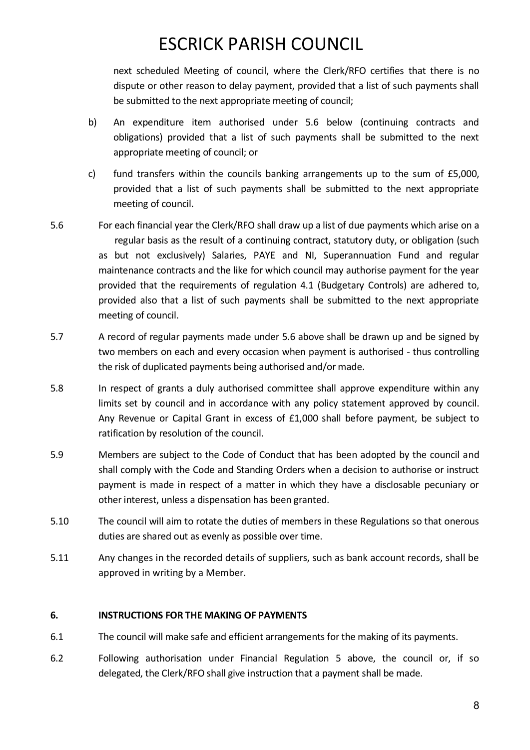next scheduled Meeting of council, where the Clerk/RFO certifies that there is no dispute or other reason to delay payment, provided that a list of such payments shall be submitted to the next appropriate meeting of council;

b) An expenditure item authorised under 5.6 below (continuing contracts and obligations) provided that a list of such payments shall be submitted to the next appropriate meeting of council; or

c) fund transfers within the councils banking arrangements up to the sum of £5,000, provided that a list of such payments shall be submitted to the next appropriate meeting of council.

5.6 For each financial year the Clerk/RFO shall draw up a list of due payments which arise on a regular basis as the result of a continuing contract, statutory duty, or obligation (such as but not exclusively) Salaries, PAYE and NI, Superannuation Fund and regular maintenance contracts and the like for which council may authorise payment for the year provided that the requirements of regulation 4.1 (Budgetary Controls) are adhered to, provided also that a list of such payments shall be submitted to the next appropriate meeting of council.

5.7 A record of regular payments made under 5.6 above shall be drawn up and be signed by two members on each and every occasion when payment is authorised - thus controlling the risk of duplicated payments being authorised and/or made.

5.8 In respect of grants a duly authorised committee shall approve expenditure within any limits set by council and in accordance with any policy statement approved by council. Any Revenue or Capital Grant in excess of £1,000 shall before payment, be subject to ratification by resolution of the council.

5.9 Members are subject to the Code of Conduct that has been adopted by the council and shall comply with the Code and Standing Orders when a decision to authorise or instruct payment is made in respect of a matter in which they have a disclosable pecuniary or other interest, unless a dispensation has been granted.

5.10 The council will aim to rotate the duties of members in these Regulations so that onerous duties are shared out as evenly as possible over time.

5.11 Any changes in the recorded details of suppliers, such as bank account records, shall be approved in writing by a Member.

## 6. INSTRUCTIONS FOR THE MAKING OF PAYMENTS

6.1 The council will make safe and efficient arrangements for the making of its payments.

6.2 Following authorisation under Financial Regulation 5 above, the council or, if so delegated, the Clerk/RFO shall give instruction that a payment shall be made.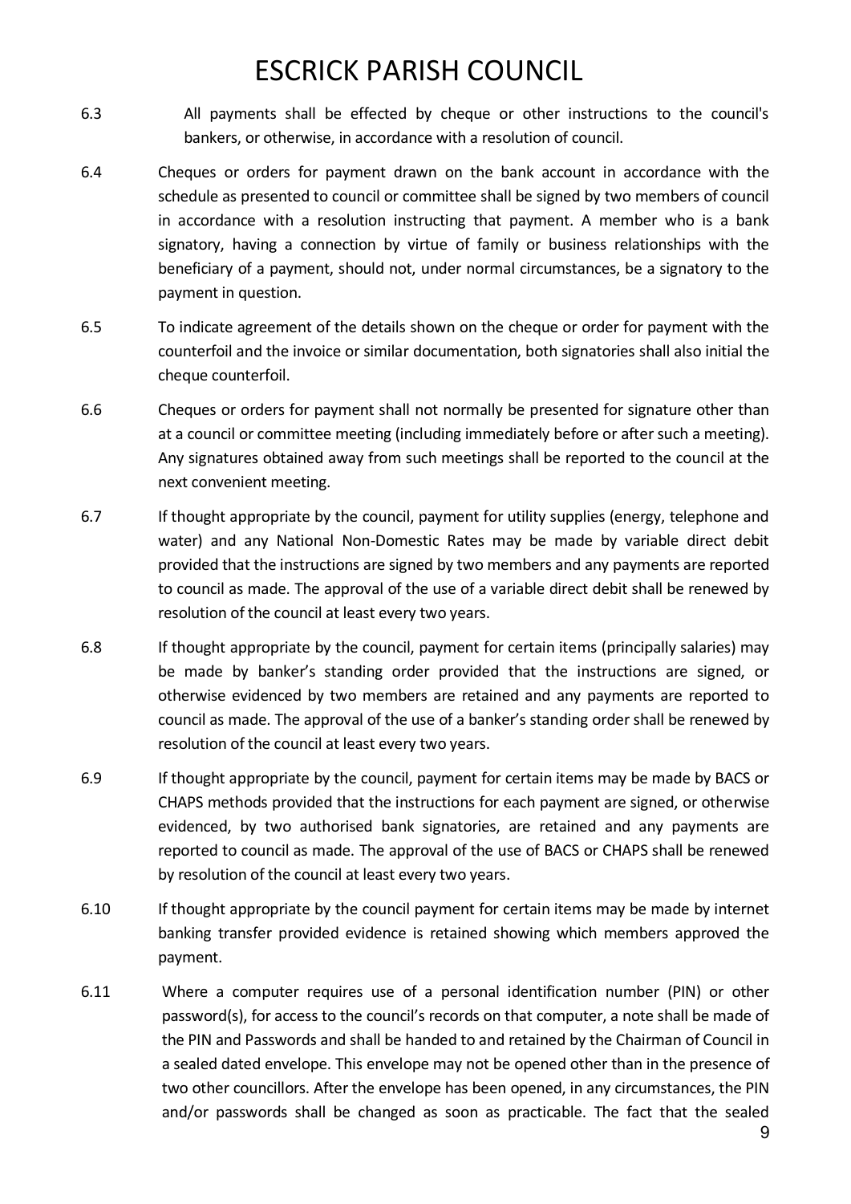6.3 All payments shall be effected by cheque or other instructions to the council's bankers, or otherwise, in accordance with a resolution of council.

6.4 Cheques or orders for payment drawn on the bank account in accordance with the schedule as presented to council or committee shall be signed by two members of council in accordance with a resolution instructing that payment. A member who is a bank signatory, having a connection by virtue of family or business relationships with the beneficiary of a payment, should not, under normal circumstances, be a signatory to the payment in question.

6.5 To indicate agreement of the details shown on the cheque or order for payment with the counterfoil and the invoice or similar documentation, both signatories shall also initial the cheque counterfoil.

6.6 Cheques or orders for payment shall not normally be presented for signature other than at a council or committee meeting (including immediately before or after such a meeting). Any signatures obtained away from such meetings shall be reported to the council at the next convenient meeting.

6.7 If thought appropriate by the council, payment for utility supplies (energy, telephone and water) and any National Non-Domestic Rates may be made by variable direct debit provided that the instructions are signed by two members and any payments are reported to council as made. The approval of the use of a variable direct debit shall be renewed by resolution of the council at least every two years.

6.8 If thought appropriate by the council, payment for certain items (principally salaries) may be made by banker's standing order provided that the instructions are signed, or otherwise evidenced by two members are retained and any payments are reported to council as made. The approval of the use of a banker's standing order shall be renewed by resolution of the council at least every two years.

6.9 If thought appropriate by the council, payment for certain items may be made by BACS or CHAPS methods provided that the instructions for each payment are signed, or otherwise evidenced, by two authorised bank signatories, are retained and any payments are reported to council as made. The approval of the use of BACS or CHAPS shall be renewed by resolution of the council at least every two years.

6.10 If thought appropriate by the council payment for certain items may be made by internet banking transfer provided evidence is retained showing which members approved the payment.

6.11 Where a computer requires use of a personal identification number (PIN) or other password(s), for access to the council's records on that computer, a note shall be made of the PIN and Passwords and shall be handed to and retained by the Chairman of Council in a sealed dated envelope. This envelope may not be opened other than in the presence of two other councillors. After the envelope has been opened, in any circumstances, the PIN and/or passwords shall be changed as soon as practicable. The fact that the sealed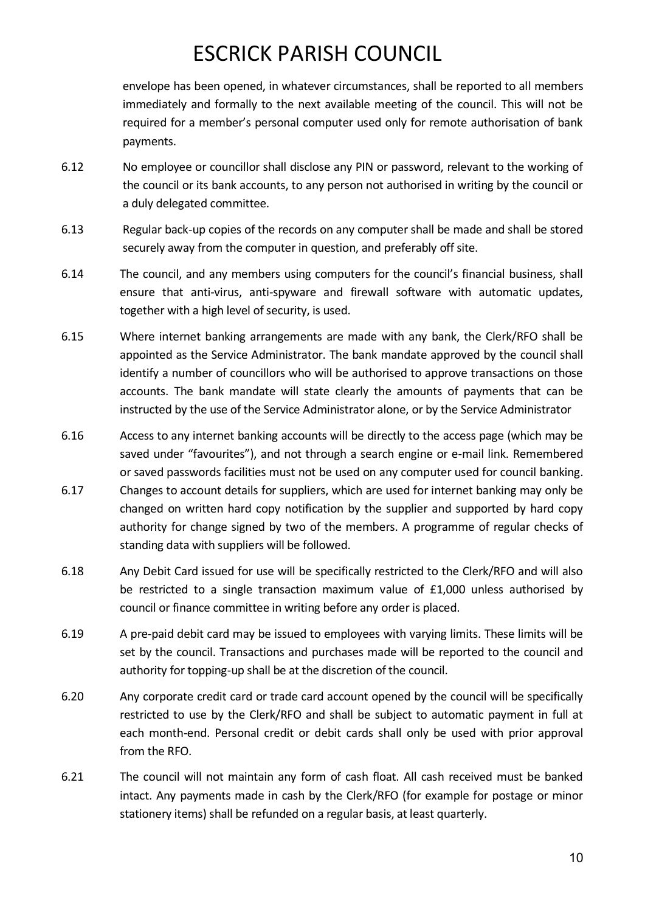envelope has been opened, in whatever circumstances, shall be reported to all members immediately and formally to the next available meeting of the council. This will not be required for a member's personal computer used only for remote authorisation of bank payments.

6.12 No employee or councillor shall disclose any PIN or password, relevant to the working of the council or its bank accounts, to any person not authorised in writing by the council or a duly delegated committee.

6.13 Regular back-up copies of the records on any computer shall be made and shall be stored securely away from the computer in question, and preferably off site.

6.14 The council, and any members using computers for the council's financial business, shall ensure that anti-virus, anti-spyware and firewall software with automatic updates, together with a high level of security, is used.

6.15 Where internet banking arrangements are made with any bank, the Clerk/RFO shall be appointed as the Service Administrator. The bank mandate approved by the council shall identify a number of councillors who will be authorised to approve transactions on those accounts. The bank mandate will state clearly the amounts of payments that can be instructed by the use of the Service Administrator alone, or by the Service Administrator

6.16 Access to any internet banking accounts will be directly to the access page (which may be saved under "favourites"), and not through a search engine or e-mail link. Remembered or saved passwords facilities must not be used on any computer used for council banking.

6.17 Changes to account details for suppliers, which are used for internet banking may only be changed on written hard copy notification by the supplier and supported by hard copy authority for change signed by two of the members. A programme of regular checks of standing data with suppliers will be followed.

6.18 Any Debit Card issued for use will be specifically restricted to the Clerk/RFO and will also be restricted to a single transaction maximum value of £1,000 unless authorised by council or finance committee in writing before any order is placed.

6.19 A pre-paid debit card may be issued to employees with varying limits. These limits will be set by the council. Transactions and purchases made will be reported to the council and authority for topping-up shall be at the discretion of the council.

6.20 Any corporate credit card or trade card account opened by the council will be specifically restricted to use by the Clerk/RFO and shall be subject to automatic payment in full at each month-end. Personal credit or debit cards shall only be used with prior approval from the RFO.

6.21 The council will not maintain any form of cash float. All cash received must be banked intact. Any payments made in cash by the Clerk/RFO (for example for postage or minor stationery items) shall be refunded on a regular basis, at least quarterly.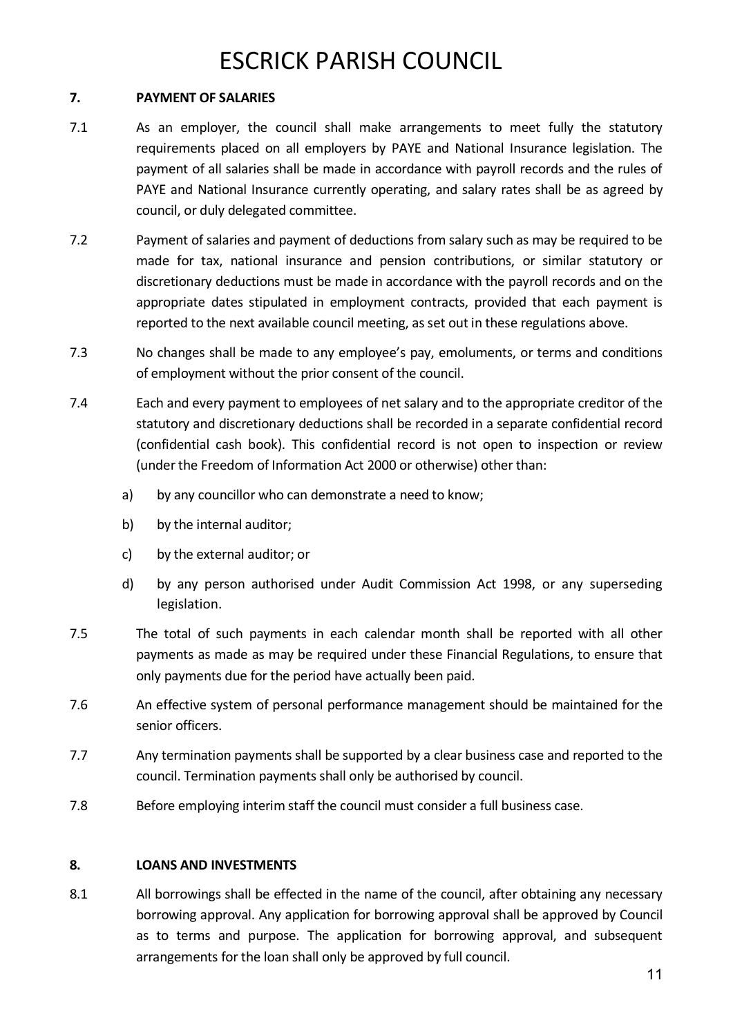## 7. PAYMENT OF SALARIES

7.1 As an employer, the council shall make arrangements to meet fully the statutory requirements placed on all employers by PAYE and National Insurance legislation. The payment of all salaries shall be made in accordance with payroll records and the rules of PAYE and National Insurance currently operating, and salary rates shall be as agreed by council, or duly delegated committee.

7.2 Payment of salaries and payment of deductions from salary such as may be required to be made for tax, national insurance and pension contributions, or similar statutory or discretionary deductions must be made in accordance with the payroll records and on the appropriate dates stipulated in employment contracts, provided that each payment is reported to the next available council meeting, as set out in these regulations above.

7.3 No changes shall be made to any employee's pay, emoluments, or terms and conditions of employment without the prior consent of the council.

7.4 Each and every payment to employees of net salary and to the appropriate creditor of the statutory and discretionary deductions shall be recorded in a separate confidential record (confidential cash book). This confidential record is not open to inspection or review (under the Freedom of Information Act 2000 or otherwise) other than:

a) by any councillor who can demonstrate a need to know;

b) by the internal auditor;

c) by the external auditor; or

d) by any person authorised under Audit Commission Act 1998, or any superseding legislation.

7.5 The total of such payments in each calendar month shall be reported with all other payments as made as may be required under these Financial Regulations, to ensure that only payments due for the period have actually been paid.

7.6 An effective system of personal performance management should be maintained for the senior officers.

7.7 Any termination payments shall be supported by a clear business case and reported to the council. Termination payments shall only be authorised by council.

7.8 Before employing interim staff the council must consider a full business case.

## 8. LOANS AND INVESTMENTS

8.1 All borrowings shall be effected in the name of the council, after obtaining any necessary borrowing approval. Any application for borrowing approval shall be approved by Council as to terms and purpose. The application for borrowing approval, and subsequent arrangements for the loan shall only be approved by full council.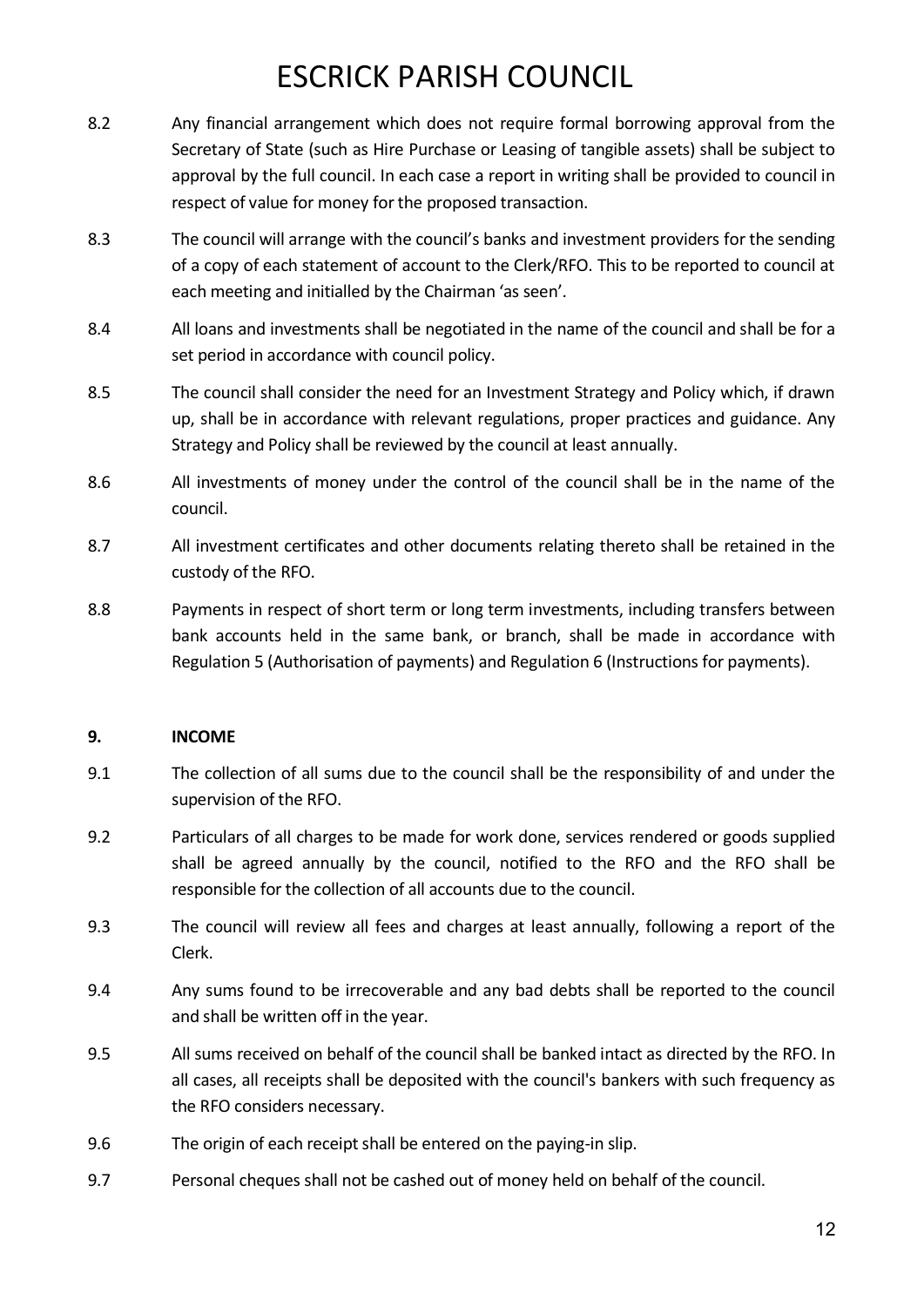8.2 Any financial arrangement which does not require formal borrowing approval from the Secretary of State (such as Hire Purchase or Leasing of tangible assets) shall be subject to approval by the full council. In each case a report in writing shall be provided to council in respect of value for money for the proposed transaction.

8.3 The council will arrange with the council's banks and investment providers for the sending of a copy of each statement of account to the Clerk/RFO. This to be reported to council at each meeting and initialled by the Chairman 'as seen'.

8.4 All loans and investments shall be negotiated in the name of the council and shall be for a set period in accordance with council policy.

8.5 The council shall consider the need for an Investment Strategy and Policy which, if drawn up, shall be in accordance with relevant regulations, proper practices and guidance. Any Strategy and Policy shall be reviewed by the council at least annually.

8.6 All investments of money under the control of the council shall be in the name of the council.

8.7 All investment certificates and other documents relating thereto shall be retained in the custody of the RFO.

8.8 Payments in respect of short term or long term investments, including transfers between bank accounts held in the same bank, or branch, shall be made in accordance with Regulation 5 (Authorisation of payments) and Regulation 6 (Instructions for payments).

## 9. INCOME

9.1 The collection of all sums due to the council shall be the responsibility of and under the supervision of the RFO.

9.2 Particulars of all charges to be made for work done, services rendered or goods supplied shall be agreed annually by the council, notified to the RFO and the RFO shall be responsible for the collection of all accounts due to the council.

9.3 The council will review all fees and charges at least annually, following a report of the Clerk.

9.4 Any sums found to be irrecoverable and any bad debts shall be reported to the council and shall be written off in the year.

9.5 All sums received on behalf of the council shall be banked intact as directed by the RFO. In all cases, all receipts shall be deposited with the council's bankers with such frequency as the RFO considers necessary.

9.6 The origin of each receipt shall be entered on the paying-in slip.

9.7 Personal cheques shall not be cashed out of money held on behalf of the council.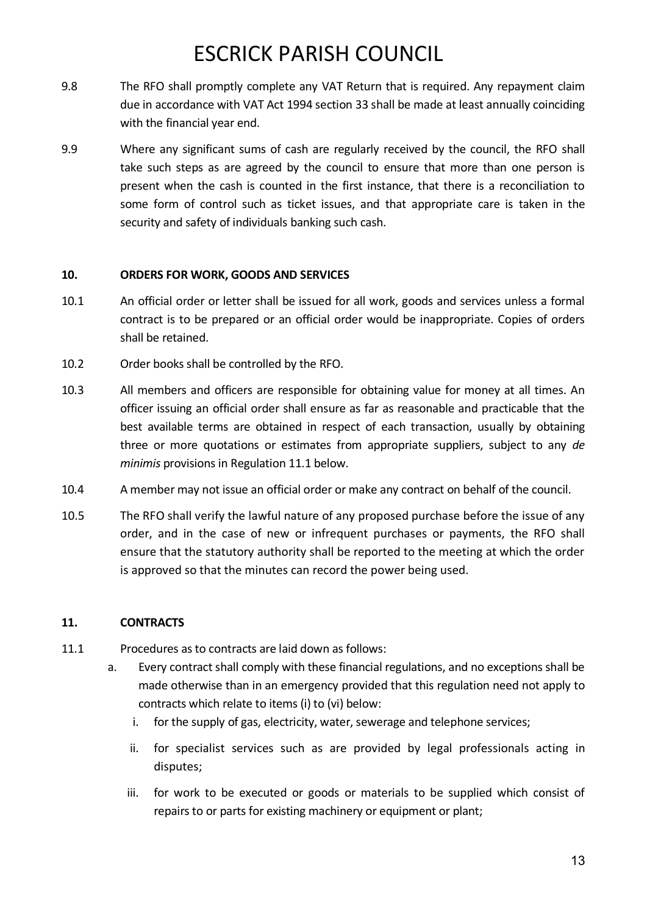9.8 The RFO shall promptly complete any VAT Return that is required. Any repayment claim due in accordance with VAT Act 1994 section 33 shall be made at least annually coinciding with the financial year end.

9.9 Where any significant sums of cash are regularly received by the council, the RFO shall take such steps as are agreed by the council to ensure that more than one person is present when the cash is counted in the first instance, that there is a reconciliation to some form of control such as ticket issues, and that appropriate care is taken in the security and safety of individuals banking such cash.

## 10. ORDERS FOR WORK, GOODS AND SERVICES

10.1 An official order or letter shall be issued for all work, goods and services unless a formal contract is to be prepared or an official order would be inappropriate. Copies of orders shall be retained.

10.2 Order books shall be controlled by the RFO.

10.3 All members and officers are responsible for obtaining value for money at all times. An officer issuing an official order shall ensure as far as reasonable and practicable that the best available terms are obtained in respect of each transaction, usually by obtaining three or more quotations or estimates from appropriate suppliers, subject to any *de minimis* provisions in Regulation 11.1 below.

10.4 A member may not issue an official order or make any contract on behalf of the council.

10.5 The RFO shall verify the lawful nature of any proposed purchase before the issue of any order, and in the case of new or infrequent purchases or payments, the RFO shall ensure that the statutory authority shall be reported to the meeting at which the order is approved so that the minutes can record the power being used.

## 11. CONTRACTS

11.1 Procedures as to contracts are laid down as follows:

a. Every contract shall comply with these financial regulations, and no exceptions shall be made otherwise than in an emergency provided that this regulation need not apply to contracts which relate to items (i) to (vi) below:

   i. for the supply of gas, electricity, water, sewerage and telephone services;

   ii. for specialist services such as are provided by legal professionals acting in disputes;

   iii. for work to be executed or goods or materials to be supplied which consist of repairs to or parts for existing machinery or equipment or plant;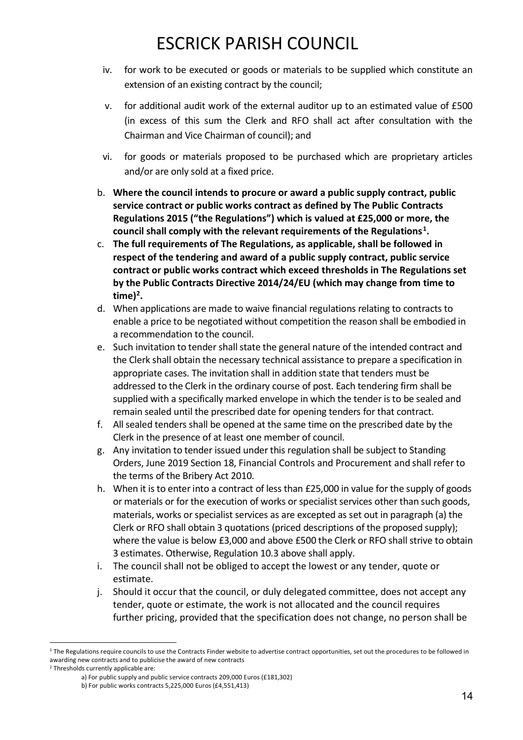iv. for work to be executed or goods or materials to be supplied which constitute an extension of an existing contract by the council;

v. for additional audit work of the external auditor up to an estimated value of £500 (in excess of this sum the Clerk and RFO shall act after consultation with the Chairman and Vice Chairman of council); and

vi. for goods or materials proposed to be purchased which are proprietary articles and/or are only sold at a fixed price.

b. **Where the council intends to procure or award a public supply contract, public service contract or public works contract as defined by The Public Contracts Regulations 2015 ("the Regulations") which is valued at £25,000 or more, the council shall comply with the relevant requirements of the Regulations[1].**

c. **The full requirements of The Regulations, as applicable, shall be followed in respect of the tendering and award of a public supply contract, public service contract or public works contract which exceed thresholds in The Regulations set by the Public Contracts Directive 2014/24/EU (which may change from time to time)[2].**

d. When applications are made to waive financial regulations relating to contracts to enable a price to be negotiated without competition the reason shall be embodied in a recommendation to the council.

e. Such invitation to tender shall state the general nature of the intended contract and the Clerk shall obtain the necessary technical assistance to prepare a specification in appropriate cases. The invitation shall in addition state that tenders must be addressed to the Clerk in the ordinary course of post. Each tendering firm shall be supplied with a specifically marked envelope in which the tender is to be sealed and remain sealed until the prescribed date for opening tenders for that contract.

f. All sealed tenders shall be opened at the same time on the prescribed date by the Clerk in the presence of at least one member of council.

g. Any invitation to tender issued under this regulation shall be subject to Standing Orders, June 2019 Section 18, Financial Controls and Procurement and shall refer to the terms of the Bribery Act 2010.

h. When it is to enter into a contract of less than £25,000 in value for the supply of goods or materials or for the execution of works or specialist services other than such goods, materials, works or specialist services as are excepted as set out in paragraph (a) the Clerk or RFO shall obtain 3 quotations (priced descriptions of the proposed supply); where the value is below £3,000 and above £500 the Clerk or RFO shall strive to obtain 3 estimates. Otherwise, Regulation 10.3 above shall apply.

i. The council shall not be obliged to accept the lowest or any tender, quote or estimate.

j. Should it occur that the council, or duly delegated committee, does not accept any tender, quote or estimate, the work is not allocated and the council requires further pricing, provided that the specification does not change, no person shall be

---

[1] The Regulations require councils to use the Contracts Finder website to advertise contract opportunities, set out the procedures to be followed in awarding new contracts and to publicise the award of new contracts

[2] Thresholds currently applicable are:

a) For public supply and public service contracts 209,000 Euros (£181,302)

b) For public works contracts 5,225,000 Euros (£4,551,413)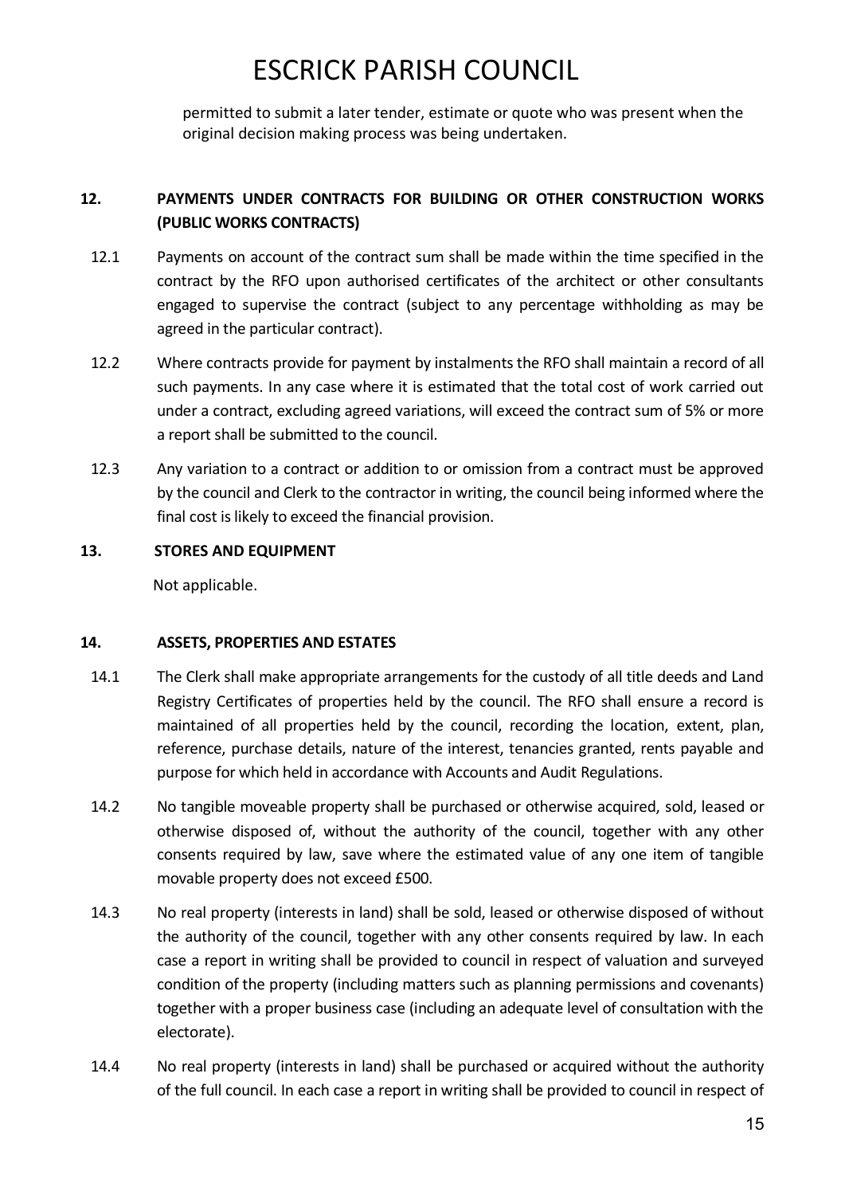permitted to submit a later tender, estimate or quote who was present when the original decision making process was being undertaken.

## 12. PAYMENTS UNDER CONTRACTS FOR BUILDING OR OTHER CONSTRUCTION WORKS (PUBLIC WORKS CONTRACTS)

12.1 Payments on account of the contract sum shall be made within the time specified in the contract by the RFO upon authorised certificates of the architect or other consultants engaged to supervise the contract (subject to any percentage withholding as may be agreed in the particular contract).

12.2 Where contracts provide for payment by instalments the RFO shall maintain a record of all such payments. In any case where it is estimated that the total cost of work carried out under a contract, excluding agreed variations, will exceed the contract sum of 5% or more a report shall be submitted to the council.

12.3 Any variation to a contract or addition to or omission from a contract must be approved by the council and Clerk to the contractor in writing, the council being informed where the final cost is likely to exceed the financial provision.

## 13. STORES AND EQUIPMENT

Not applicable.

## 14. ASSETS, PROPERTIES AND ESTATES

14.1 The Clerk shall make appropriate arrangements for the custody of all title deeds and Land Registry Certificates of properties held by the council. The RFO shall ensure a record is maintained of all properties held by the council, recording the location, extent, plan, reference, purchase details, nature of the interest, tenancies granted, rents payable and purpose for which held in accordance with Accounts and Audit Regulations.

14.2 No tangible moveable property shall be purchased or otherwise acquired, sold, leased or otherwise disposed of, without the authority of the council, together with any other consents required by law, save where the estimated value of any one item of tangible movable property does not exceed £500.

14.3 No real property (interests in land) shall be sold, leased or otherwise disposed of without the authority of the council, together with any other consents required by law. In each case a report in writing shall be provided to council in respect of valuation and surveyed condition of the property (including matters such as planning permissions and covenants) together with a proper business case (including an adequate level of consultation with the electorate).

14.4 No real property (interests in land) shall be purchased or acquired without the authority of the full council. In each case a report in writing shall be provided to council in respect of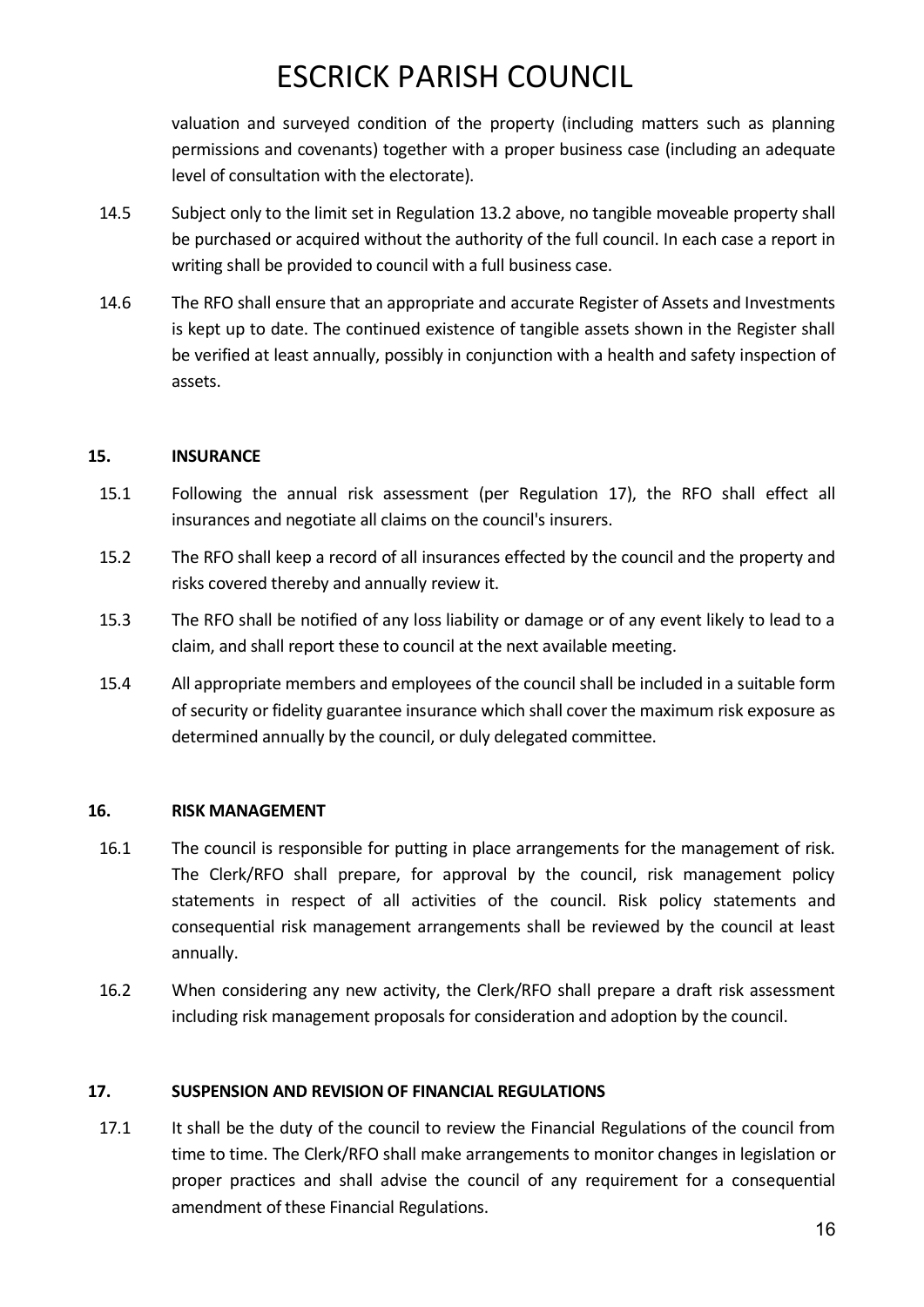valuation and surveyed condition of the property (including matters such as planning permissions and covenants) together with a proper business case (including an adequate level of consultation with the electorate).

14.5 Subject only to the limit set in Regulation 13.2 above, no tangible moveable property shall be purchased or acquired without the authority of the full council. In each case a report in writing shall be provided to council with a full business case.

14.6 The RFO shall ensure that an appropriate and accurate Register of Assets and Investments is kept up to date. The continued existence of tangible assets shown in the Register shall be verified at least annually, possibly in conjunction with a health and safety inspection of assets.

## 15. INSURANCE

15.1 Following the annual risk assessment (per Regulation 17), the RFO shall effect all insurances and negotiate all claims on the council's insurers.

15.2 The RFO shall keep a record of all insurances effected by the council and the property and risks covered thereby and annually review it.

15.3 The RFO shall be notified of any loss liability or damage or of any event likely to lead to a claim, and shall report these to council at the next available meeting.

15.4 All appropriate members and employees of the council shall be included in a suitable form of security or fidelity guarantee insurance which shall cover the maximum risk exposure as determined annually by the council, or duly delegated committee.

## 16. RISK MANAGEMENT

16.1 The council is responsible for putting in place arrangements for the management of risk. The Clerk/RFO shall prepare, for approval by the council, risk management policy statements in respect of all activities of the council. Risk policy statements and consequential risk management arrangements shall be reviewed by the council at least annually.

16.2 When considering any new activity, the Clerk/RFO shall prepare a draft risk assessment including risk management proposals for consideration and adoption by the council.

## 17. SUSPENSION AND REVISION OF FINANCIAL REGULATIONS

17.1 It shall be the duty of the council to review the Financial Regulations of the council from time to time. The Clerk/RFO shall make arrangements to monitor changes in legislation or proper practices and shall advise the council of any requirement for a consequential amendment of these Financial Regulations.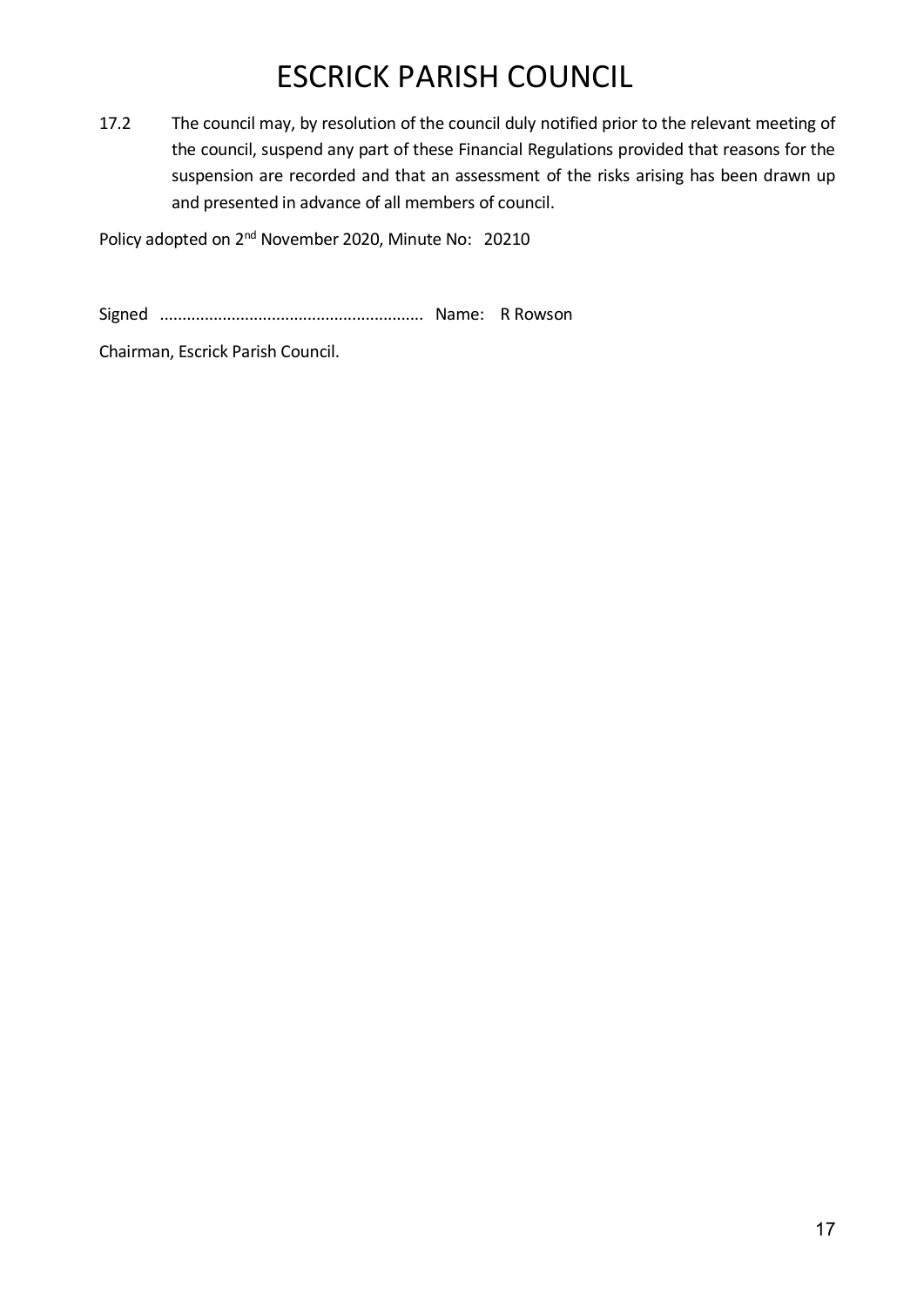17.2 The council may, by resolution of the council duly notified prior to the relevant meeting of the council, suspend any part of these Financial Regulations provided that reasons for the suspension are recorded and that an assessment of the risks arising has been drawn up and presented in advance of all members of council.

Policy adopted on 2nd November 2020, Minute No: 20210

Signed ........................................................ Name: R Rowson

Chairman, Escrick Parish Council.